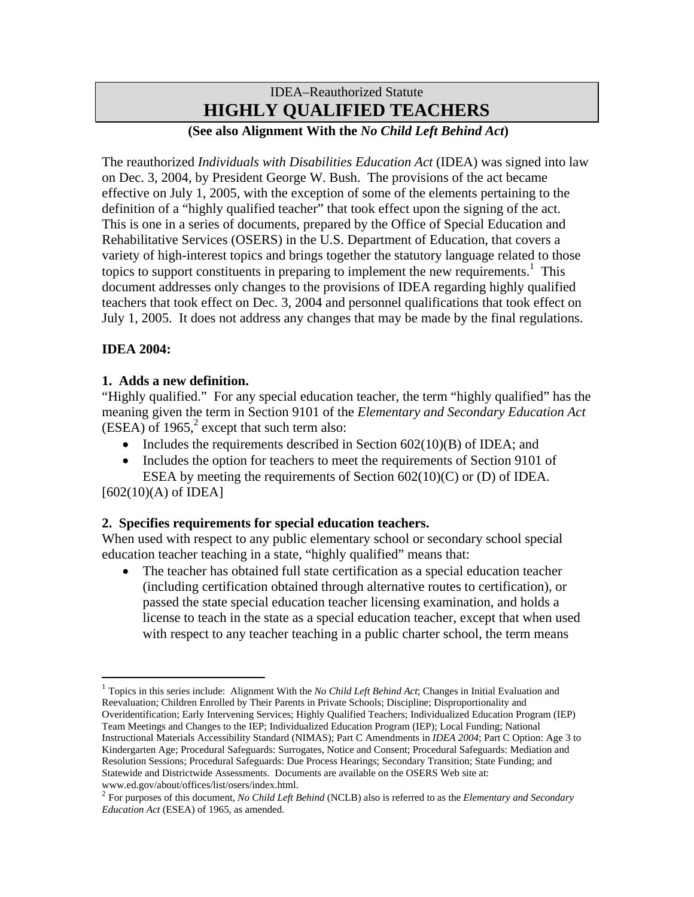# IDEA–Reauthorized Statute
# HIGHLY QUALIFIED TEACHERS

**(See also Alignment With the *No Child Left Behind Act*)**

The reauthorized *Individuals with Disabilities Education Act* (IDEA) was signed into law on Dec. 3, 2004, by President George W. Bush. The provisions of the act became effective on July 1, 2005, with the exception of some of the elements pertaining to the definition of a "highly qualified teacher" that took effect upon the signing of the act. This is one in a series of documents, prepared by the Office of Special Education and Rehabilitative Services (OSERS) in the U.S. Department of Education, that covers a variety of high-interest topics and brings together the statutory language related to those topics to support constituents in preparing to implement the new requirements.[1] This document addresses only changes to the provisions of IDEA regarding highly qualified teachers that took effect on Dec. 3, 2004 and personnel qualifications that took effect on July 1, 2005. It does not address any changes that may be made by the final regulations.

**IDEA 2004:**

**1. Adds a new definition.**

"Highly qualified." For any special education teacher, the term "highly qualified" has the meaning given the term in Section 9101 of the *Elementary and Secondary Education Act* (ESEA) of 1965,[2] except that such term also:

- Includes the requirements described in Section 602(10)(B) of IDEA; and
- Includes the option for teachers to meet the requirements of Section 9101 of ESEA by meeting the requirements of Section 602(10)(C) or (D) of IDEA.

[602(10)(A) of IDEA]

**2. Specifies requirements for special education teachers.**

When used with respect to any public elementary school or secondary school special education teacher teaching in a state, "highly qualified" means that:

- The teacher has obtained full state certification as a special education teacher (including certification obtained through alternative routes to certification), or passed the state special education teacher licensing examination, and holds a license to teach in the state as a special education teacher, except that when used with respect to any teacher teaching in a public charter school, the term means

---

[1] Topics in this series include: Alignment With the *No Child Left Behind Act*; Changes in Initial Evaluation and Reevaluation; Children Enrolled by Their Parents in Private Schools; Discipline; Disproportionality and Overidentification; Early Intervening Services; Highly Qualified Teachers; Individualized Education Program (IEP) Team Meetings and Changes to the IEP; Individualized Education Program (IEP); Local Funding; National Instructional Materials Accessibility Standard (NIMAS); Part C Amendments in *IDEA 2004*; Part C Option: Age 3 to Kindergarten Age; Procedural Safeguards: Surrogates, Notice and Consent; Procedural Safeguards: Mediation and Resolution Sessions; Procedural Safeguards: Due Process Hearings; Secondary Transition; State Funding; and Statewide and Districtwide Assessments. Documents are available on the OSERS Web site at: www.ed.gov/about/offices/list/osers/index.html.

[2] For purposes of this document, *No Child Left Behind* (NCLB) also is referred to as the *Elementary and Secondary Education Act* (ESEA) of 1965, as amended.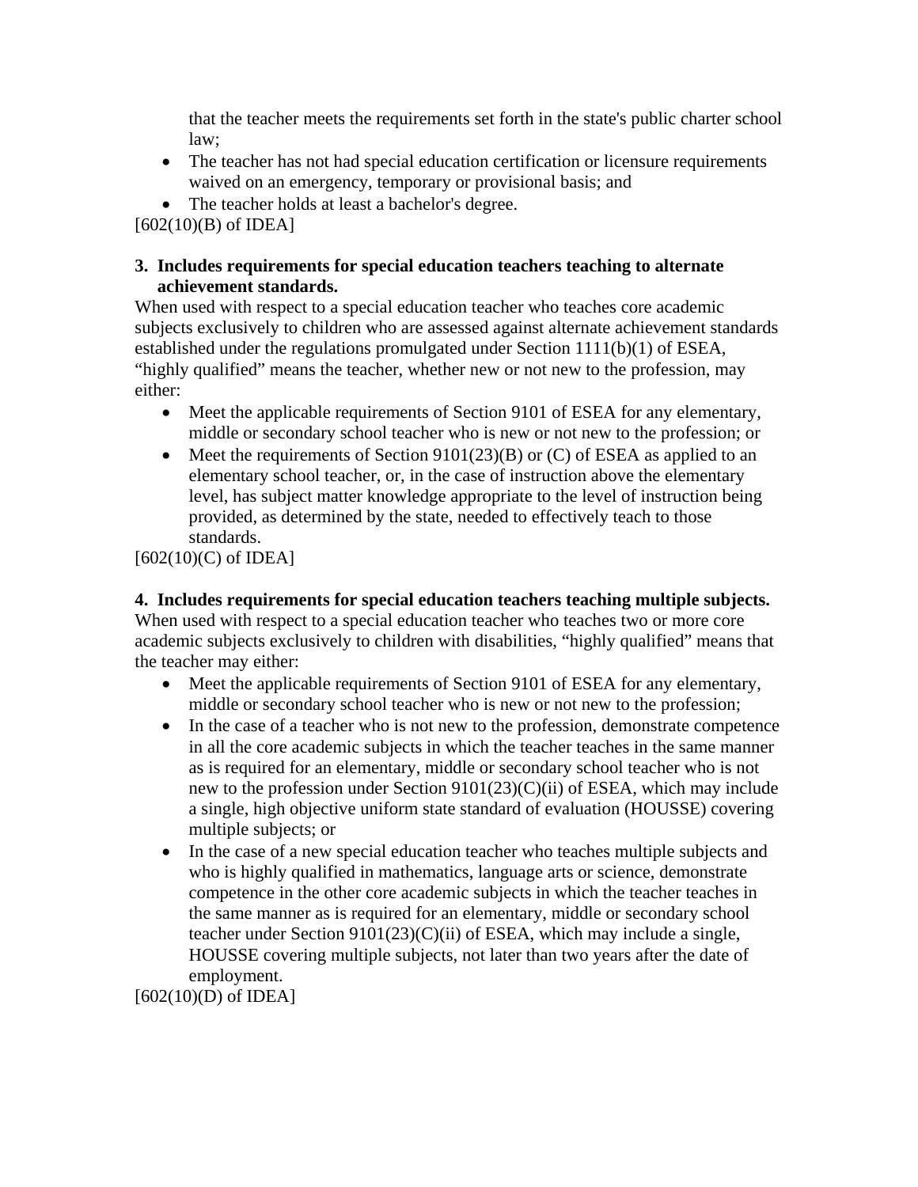that the teacher meets the requirements set forth in the state's public charter school law;

- The teacher has not had special education certification or licensure requirements waived on an emergency, temporary or provisional basis; and
- The teacher holds at least a bachelor's degree.

[602(10)(B) of IDEA]

**3. Includes requirements for special education teachers teaching to alternate achievement standards.**

When used with respect to a special education teacher who teaches core academic subjects exclusively to children who are assessed against alternate achievement standards established under the regulations promulgated under Section 1111(b)(1) of ESEA, "highly qualified" means the teacher, whether new or not new to the profession, may either:

- Meet the applicable requirements of Section 9101 of ESEA for any elementary, middle or secondary school teacher who is new or not new to the profession; or
- Meet the requirements of Section 9101(23)(B) or (C) of ESEA as applied to an elementary school teacher, or, in the case of instruction above the elementary level, has subject matter knowledge appropriate to the level of instruction being provided, as determined by the state, needed to effectively teach to those standards.

[602(10)(C) of IDEA]

**4. Includes requirements for special education teachers teaching multiple subjects.**

When used with respect to a special education teacher who teaches two or more core academic subjects exclusively to children with disabilities, "highly qualified" means that the teacher may either:

- Meet the applicable requirements of Section 9101 of ESEA for any elementary, middle or secondary school teacher who is new or not new to the profession;
- In the case of a teacher who is not new to the profession, demonstrate competence in all the core academic subjects in which the teacher teaches in the same manner as is required for an elementary, middle or secondary school teacher who is not new to the profession under Section 9101(23)(C)(ii) of ESEA, which may include a single, high objective uniform state standard of evaluation (HOUSSE) covering multiple subjects; or
- In the case of a new special education teacher who teaches multiple subjects and who is highly qualified in mathematics, language arts or science, demonstrate competence in the other core academic subjects in which the teacher teaches in the same manner as is required for an elementary, middle or secondary school teacher under Section 9101(23)(C)(ii) of ESEA, which may include a single, HOUSSE covering multiple subjects, not later than two years after the date of employment.

[602(10)(D) of IDEA]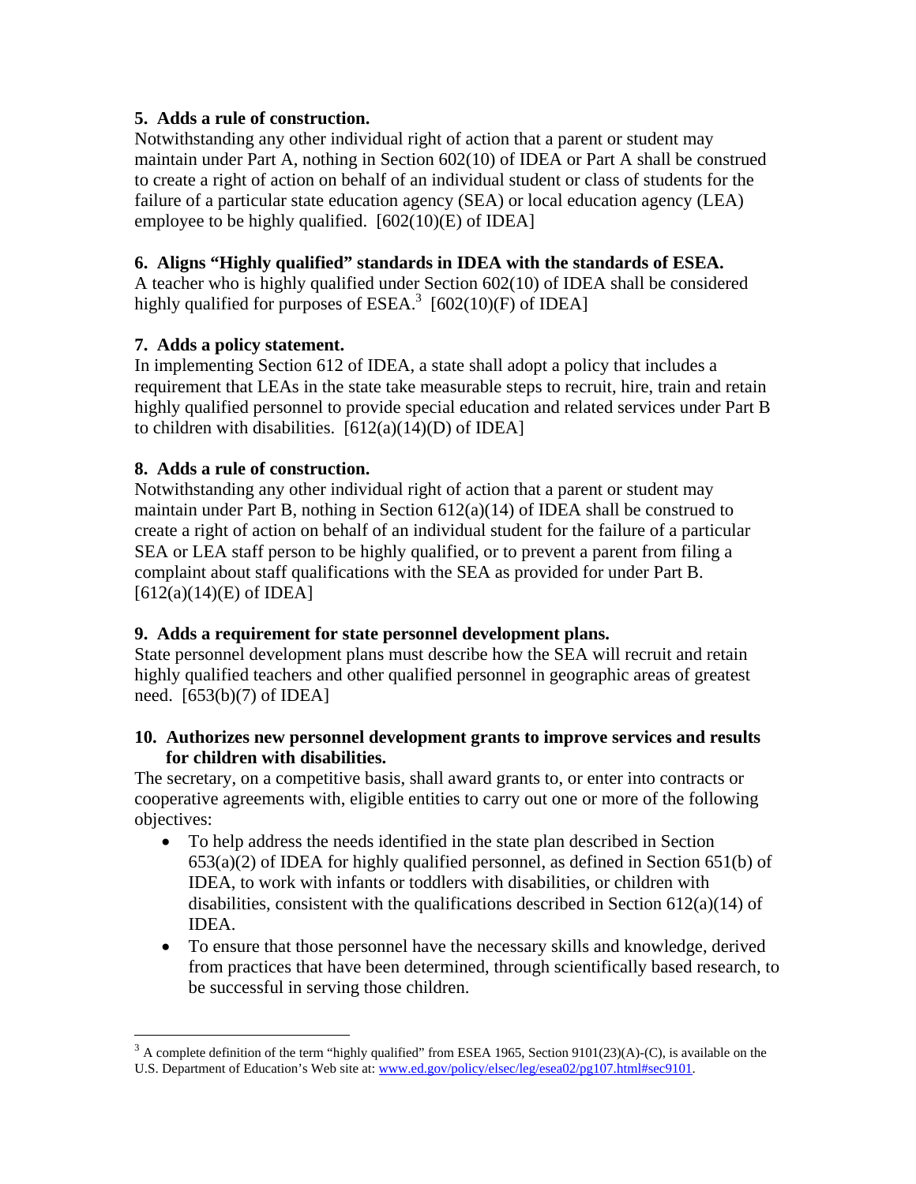**5. Adds a rule of construction.**

Notwithstanding any other individual right of action that a parent or student may maintain under Part A, nothing in Section 602(10) of IDEA or Part A shall be construed to create a right of action on behalf of an individual student or class of students for the failure of a particular state education agency (SEA) or local education agency (LEA) employee to be highly qualified. [602(10)(E) of IDEA]

**6. Aligns "Highly qualified" standards in IDEA with the standards of ESEA.**

A teacher who is highly qualified under Section 602(10) of IDEA shall be considered highly qualified for purposes of ESEA.[3] [602(10)(F) of IDEA]

**7. Adds a policy statement.**

In implementing Section 612 of IDEA, a state shall adopt a policy that includes a requirement that LEAs in the state take measurable steps to recruit, hire, train and retain highly qualified personnel to provide special education and related services under Part B to children with disabilities. [612(a)(14)(D) of IDEA]

**8. Adds a rule of construction.**

Notwithstanding any other individual right of action that a parent or student may maintain under Part B, nothing in Section 612(a)(14) of IDEA shall be construed to create a right of action on behalf of an individual student for the failure of a particular SEA or LEA staff person to be highly qualified, or to prevent a parent from filing a complaint about staff qualifications with the SEA as provided for under Part B. [612(a)(14)(E) of IDEA]

**9. Adds a requirement for state personnel development plans.**

State personnel development plans must describe how the SEA will recruit and retain highly qualified teachers and other qualified personnel in geographic areas of greatest need. [653(b)(7) of IDEA]

**10. Authorizes new personnel development grants to improve services and results for children with disabilities.**

The secretary, on a competitive basis, shall award grants to, or enter into contracts or cooperative agreements with, eligible entities to carry out one or more of the following objectives:

- To help address the needs identified in the state plan described in Section 653(a)(2) of IDEA for highly qualified personnel, as defined in Section 651(b) of IDEA, to work with infants or toddlers with disabilities, or children with disabilities, consistent with the qualifications described in Section 612(a)(14) of IDEA.
- To ensure that those personnel have the necessary skills and knowledge, derived from practices that have been determined, through scientifically based research, to be successful in serving those children.

---

[3] A complete definition of the term "highly qualified" from ESEA 1965, Section 9101(23)(A)-(C), is available on the U.S. Department of Education's Web site at: www.ed.gov/policy/elsec/leg/esea02/pg107.html#sec9101.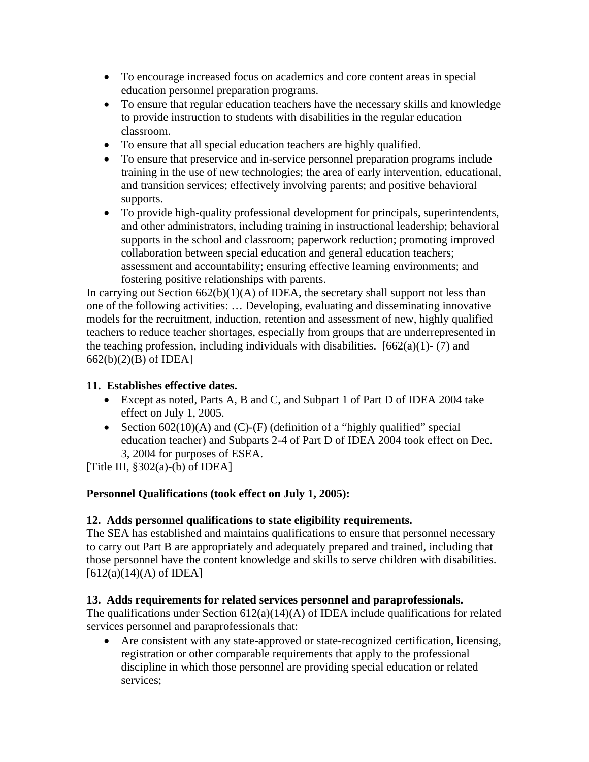- To encourage increased focus on academics and core content areas in special education personnel preparation programs.
- To ensure that regular education teachers have the necessary skills and knowledge to provide instruction to students with disabilities in the regular education classroom.
- To ensure that all special education teachers are highly qualified.
- To ensure that preservice and in-service personnel preparation programs include training in the use of new technologies; the area of early intervention, educational, and transition services; effectively involving parents; and positive behavioral supports.
- To provide high-quality professional development for principals, superintendents, and other administrators, including training in instructional leadership; behavioral supports in the school and classroom; paperwork reduction; promoting improved collaboration between special education and general education teachers; assessment and accountability; ensuring effective learning environments; and fostering positive relationships with parents.

In carrying out Section 662(b)(1)(A) of IDEA, the secretary shall support not less than one of the following activities: … Developing, evaluating and disseminating innovative models for the recruitment, induction, retention and assessment of new, highly qualified teachers to reduce teacher shortages, especially from groups that are underrepresented in the teaching profession, including individuals with disabilities. [662(a)(1)- (7) and 662(b)(2)(B) of IDEA]

**11. Establishes effective dates.**

- Except as noted, Parts A, B and C, and Subpart 1 of Part D of IDEA 2004 take effect on July 1, 2005.
- Section 602(10)(A) and (C)-(F) (definition of a "highly qualified" special education teacher) and Subparts 2-4 of Part D of IDEA 2004 took effect on Dec. 3, 2004 for purposes of ESEA.

[Title III, §302(a)-(b) of IDEA]

**Personnel Qualifications (took effect on July 1, 2005):**

**12. Adds personnel qualifications to state eligibility requirements.**

The SEA has established and maintains qualifications to ensure that personnel necessary to carry out Part B are appropriately and adequately prepared and trained, including that those personnel have the content knowledge and skills to serve children with disabilities. [612(a)(14)(A) of IDEA]

**13. Adds requirements for related services personnel and paraprofessionals.**

The qualifications under Section 612(a)(14)(A) of IDEA include qualifications for related services personnel and paraprofessionals that:

- Are consistent with any state-approved or state-recognized certification, licensing, registration or other comparable requirements that apply to the professional discipline in which those personnel are providing special education or related services;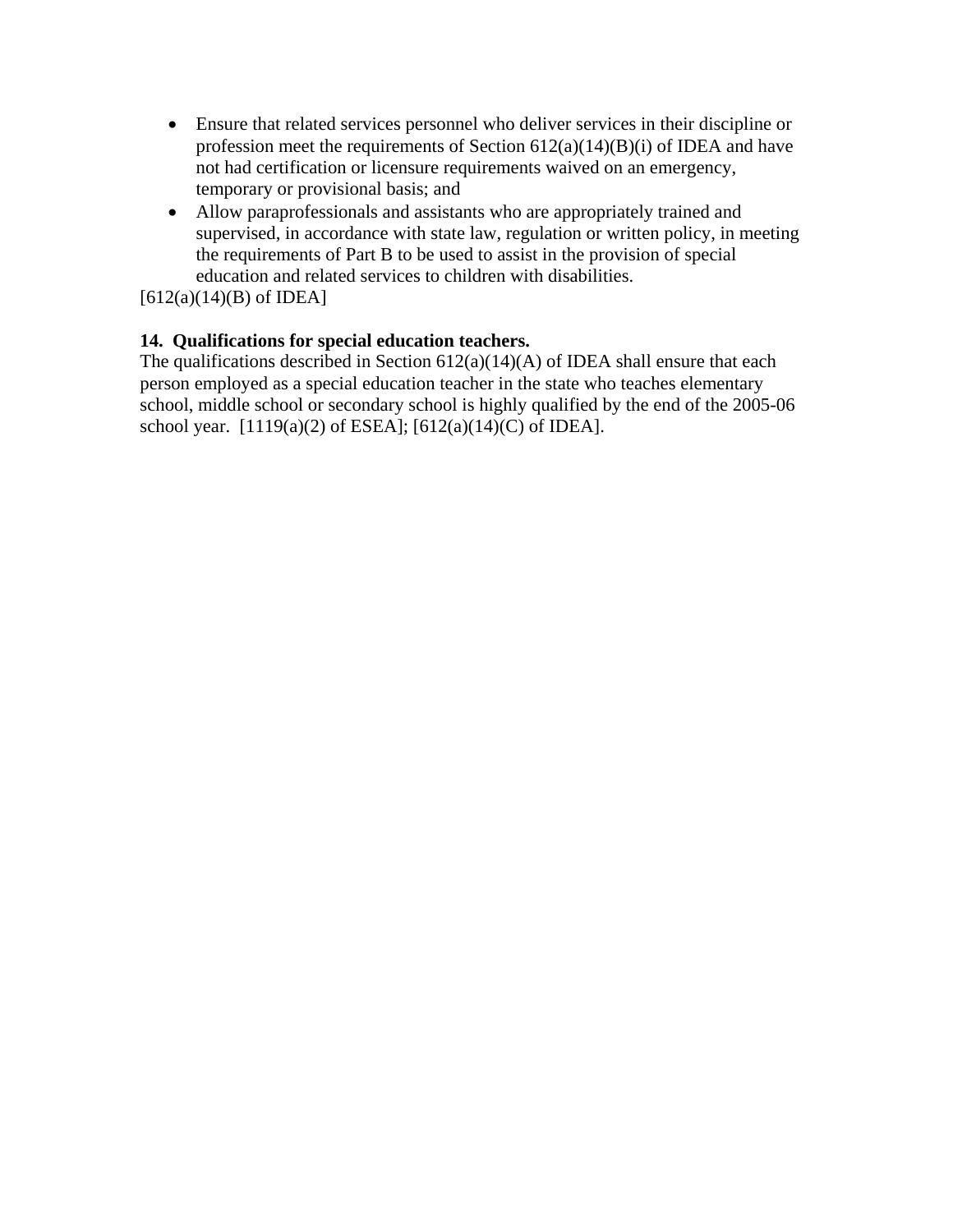- Ensure that related services personnel who deliver services in their discipline or profession meet the requirements of Section 612(a)(14)(B)(i) of IDEA and have not had certification or licensure requirements waived on an emergency, temporary or provisional basis; and
- Allow paraprofessionals and assistants who are appropriately trained and supervised, in accordance with state law, regulation or written policy, in meeting the requirements of Part B to be used to assist in the provision of special education and related services to children with disabilities.

[612(a)(14)(B) of IDEA]

**14. Qualifications for special education teachers.**
The qualifications described in Section 612(a)(14)(A) of IDEA shall ensure that each person employed as a special education teacher in the state who teaches elementary school, middle school or secondary school is highly qualified by the end of the 2005-06 school year. [1119(a)(2) of ESEA]; [612(a)(14)(C) of IDEA].